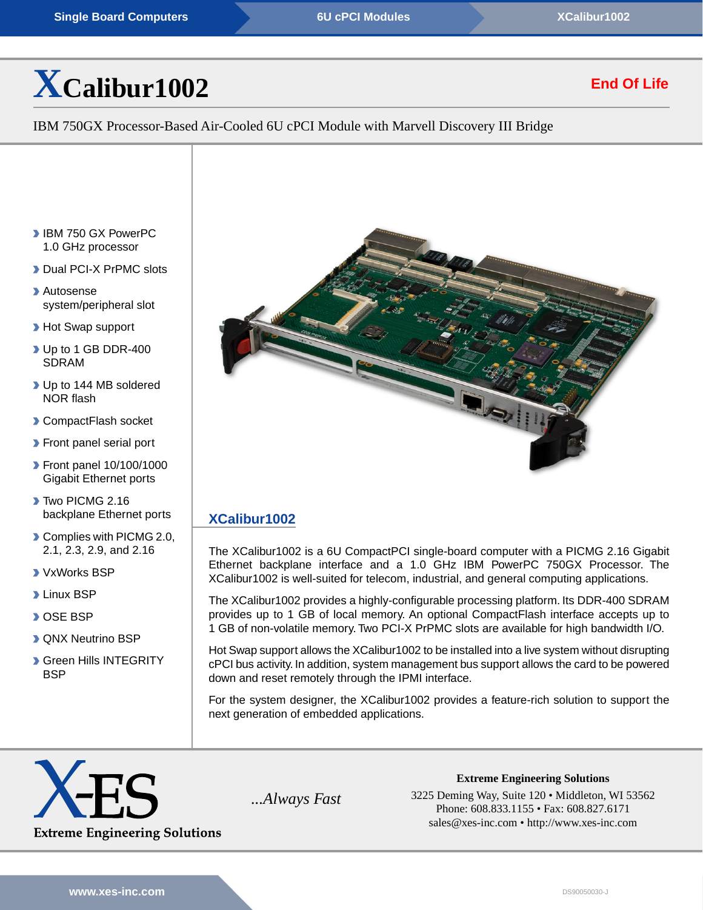Single Board Computers › 6U cPCI Modules › XCalibur1002

# XCalibur1002

**End Of Life**

IBM 750GX Processor-Based Air-Cooled 6U cPCI Module with Marvell Discovery III Bridge

- IBM 750 GX PowerPC 1.0 GHz processor
- Dual PCI-X PrPMC slots
- Autosense system/peripheral slot
- Hot Swap support
- Up to 1 GB DDR-400 SDRAM
- Up to 144 MB soldered NOR flash
- CompactFlash socket
- Front panel serial port
- Front panel 10/100/1000 Gigabit Ethernet ports
- Two PICMG 2.16 backplane Ethernet ports
- Complies with PICMG 2.0, 2.1, 2.3, 2.9, and 2.16
- VxWorks BSP
- Linux BSP
- OSE BSP
- QNX Neutrino BSP
- Green Hills INTEGRITY BSP

## XCalibur1002

The XCalibur1002 is a 6U CompactPCI single-board computer with a PICMG 2.16 Gigabit Ethernet backplane interface and a 1.0 GHz IBM PowerPC 750GX Processor. The XCalibur1002 is well-suited for telecom, industrial, and general computing applications.

The XCalibur1002 provides a highly-configurable processing platform. Its DDR-400 SDRAM provides up to 1 GB of local memory. An optional CompactFlash interface accepts up to 1 GB of non-volatile memory. Two PCI-X PrPMC slots are available for high bandwidth I/O.

Hot Swap support allows the XCalibur1002 to be installed into a live system without disrupting cPCI bus activity. In addition, system management bus support allows the card to be powered down and reset remotely through the IPMI interface.

For the system designer, the XCalibur1002 provides a feature-rich solution to support the next generation of embedded applications.

X-ES Extreme Engineering Solutions

*...Always Fast*

**Extreme Engineering Solutions**
3225 Deming Way, Suite 120 • Middleton, WI 53562
Phone: 608.833.1155 • Fax: 608.827.6171
sales@xes-inc.com • http://www.xes-inc.com

www.xes-inc.com

DS90050030-J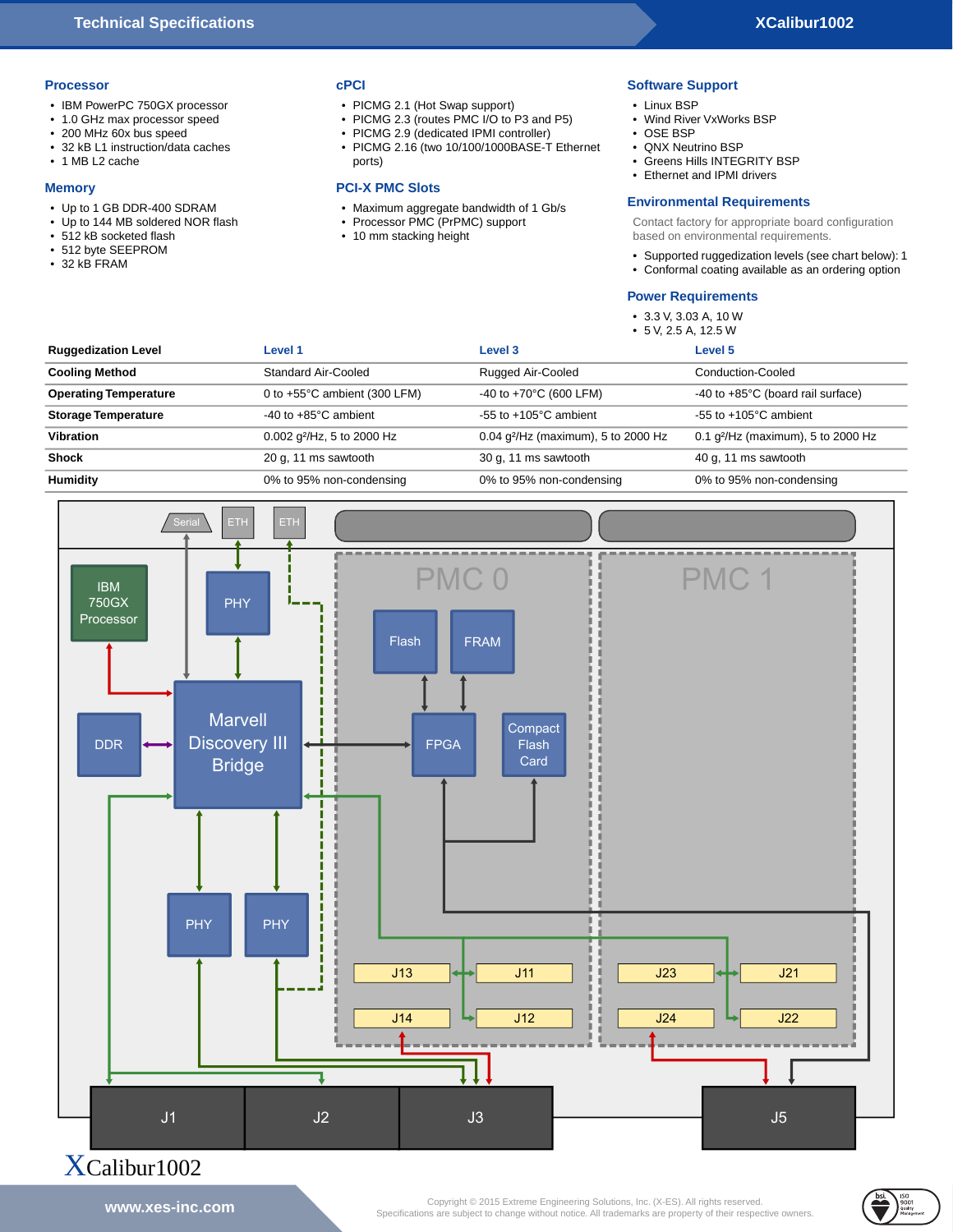# Technical Specifications

## XCalibur1002

### Processor

- IBM PowerPC 750GX processor
- 1.0 GHz max processor speed
- 200 MHz 60x bus speed
- 32 kB L1 instruction/data caches
- 1 MB L2 cache

### Memory

- Up to 1 GB DDR-400 SDRAM
- Up to 144 MB soldered NOR flash
- 512 kB socketed flash
- 512 byte SEEPROM
- 32 kB FRAM

### cPCI

- PICMG 2.1 (Hot Swap support)
- PICMG 2.3 (routes PMC I/O to P3 and P5)
- PICMG 2.9 (dedicated IPMI controller)
- PICMG 2.16 (two 10/100/1000BASE-T Ethernet ports)

### PCI-X PMC Slots

- Maximum aggregate bandwidth of 1 Gb/s
- Processor PMC (PrPMC) support
- 10 mm stacking height

### Software Support

- Linux BSP
- Wind River VxWorks BSP
- OSE BSP
- QNX Neutrino BSP
- Greens Hills INTEGRITY BSP
- Ethernet and IPMI drivers

### Environmental Requirements

Contact factory for appropriate board configuration based on environmental requirements.

- Supported ruggedization levels (see chart below): 1
- Conformal coating available as an ordering option

### Power Requirements

- 3.3 V, 3.03 A, 10 W
- 5 V, 2.5 A, 12.5 W

| Ruggedization Level | Level 1 | Level 3 | Level 5 |
|---|---|---|---|
| Cooling Method | Standard Air-Cooled | Rugged Air-Cooled | Conduction-Cooled |
| Operating Temperature | 0 to +55°C ambient (300 LFM) | -40 to +70°C (600 LFM) | -40 to +85°C (board rail surface) |
| Storage Temperature | -40 to +85°C ambient | -55 to +105°C ambient | -55 to +105°C ambient |
| Vibration | 0.002 g²/Hz, 5 to 2000 Hz | 0.04 g²/Hz (maximum), 5 to 2000 Hz | 0.1 g²/Hz (maximum), 5 to 2000 Hz |
| Shock | 20 g, 11 ms sawtooth | 30 g, 11 ms sawtooth | 40 g, 11 ms sawtooth |
| Humidity | 0% to 95% non-condensing | 0% to 95% non-condensing | 0% to 95% non-condensing |

Serial
ETH
ETH
IBM 750GX Processor
PHY
PMC 0
PMC 1
Flash
FRAM
DDR
Marvell Discovery III Bridge
FPGA
Compact Flash Card
PHY
PHY
J13
J11
J23
J21
J14
J12
J24
J22
J1
J2
J3
J5

XCalibur1002

www.xes-inc.com

Copyright © 2015 Extreme Engineering Solutions, Inc. (X-ES). All rights reserved.
Specifications are subject to change without notice. All trademarks are property of their respective owners.